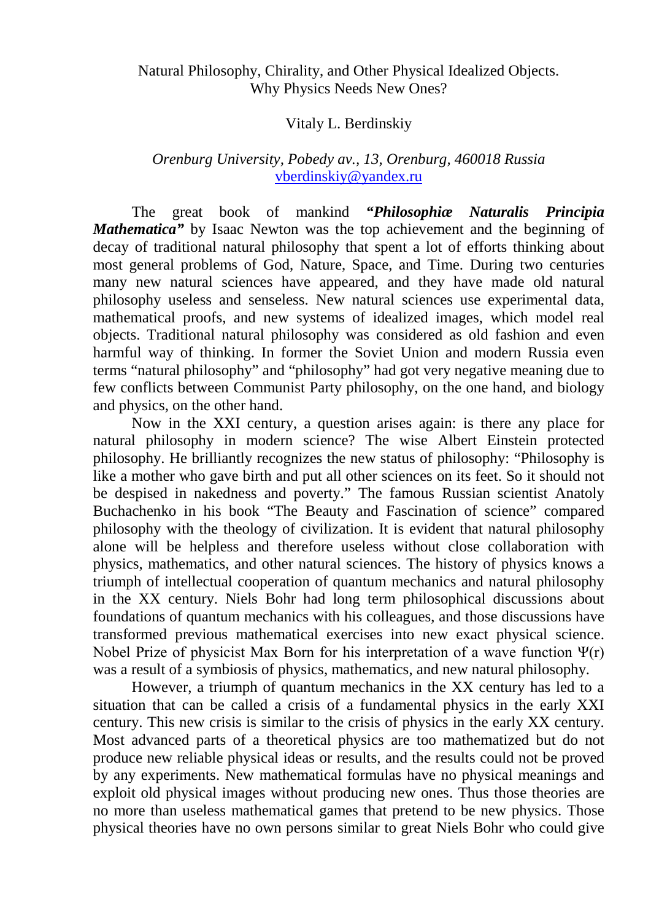# Natural Philosophy, Chirality, and Other Physical Idealized Objects. Why Physics Needs New Ones?

Vitaly L. Berdinskiy

*Orenburg University, Pobedy av., 13, Orenburg, 460018 Russia*
vberdinskiy@yandex.ru

The great book of mankind ***"Philosophiæ Naturalis Principia Mathematica"*** by Isaac Newton was the top achievement and the beginning of decay of traditional natural philosophy that spent a lot of efforts thinking about most general problems of God, Nature, Space, and Time. During two centuries many new natural sciences have appeared, and they have made old natural philosophy useless and senseless. New natural sciences use experimental data, mathematical proofs, and new systems of idealized images, which model real objects. Traditional natural philosophy was considered as old fashion and even harmful way of thinking. In former the Soviet Union and modern Russia even terms "natural philosophy" and "philosophy" had got very negative meaning due to few conflicts between Communist Party philosophy, on the one hand, and biology and physics, on the other hand.

Now in the XXI century, a question arises again: is there any place for natural philosophy in modern science? The wise Albert Einstein protected philosophy. He brilliantly recognizes the new status of philosophy: "Philosophy is like a mother who gave birth and put all other sciences on its feet. So it should not be despised in nakedness and poverty." The famous Russian scientist Anatoly Buchachenko in his book "The Beauty and Fascination of science" compared philosophy with the theology of civilization. It is evident that natural philosophy alone will be helpless and therefore useless without close collaboration with physics, mathematics, and other natural sciences. The history of physics knows a triumph of intellectual cooperation of quantum mechanics and natural philosophy in the XX century. Niels Bohr had long term philosophical discussions about foundations of quantum mechanics with his colleagues, and those discussions have transformed previous mathematical exercises into new exact physical science. Nobel Prize of physicist Max Born for his interpretation of a wave function $\Psi(r)$ was a result of a symbiosis of physics, mathematics, and new natural philosophy.

However, a triumph of quantum mechanics in the XX century has led to a situation that can be called a crisis of a fundamental physics in the early XXI century. This new crisis is similar to the crisis of physics in the early XX century. Most advanced parts of a theoretical physics are too mathematized but do not produce new reliable physical ideas or results, and the results could not be proved by any experiments. New mathematical formulas have no physical meanings and exploit old physical images without producing new ones. Thus those theories are no more than useless mathematical games that pretend to be new physics. Those physical theories have no own persons similar to great Niels Bohr who could give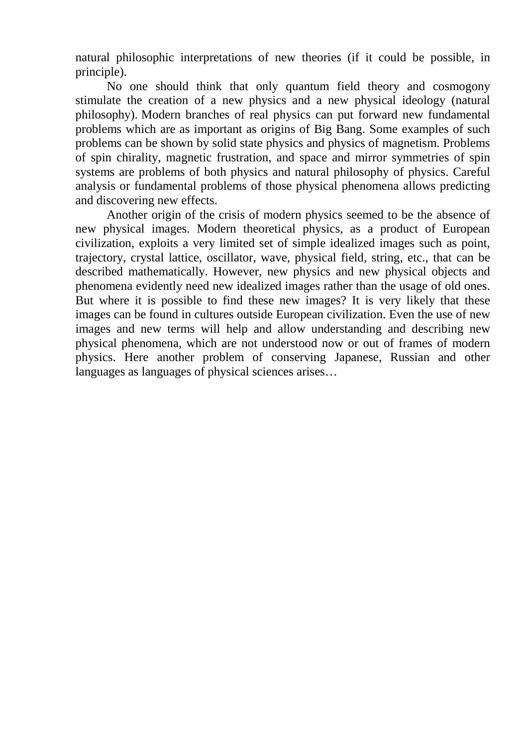natural philosophic interpretations of new theories (if it could be possible, in principle).

No one should think that only quantum field theory and cosmogony stimulate the creation of a new physics and a new physical ideology (natural philosophy). Modern branches of real physics can put forward new fundamental problems which are as important as origins of Big Bang. Some examples of such problems can be shown by solid state physics and physics of magnetism. Problems of spin chirality, magnetic frustration, and space and mirror symmetries of spin systems are problems of both physics and natural philosophy of physics. Careful analysis or fundamental problems of those physical phenomena allows predicting and discovering new effects.

Another origin of the crisis of modern physics seemed to be the absence of new physical images. Modern theoretical physics, as a product of European civilization, exploits a very limited set of simple idealized images such as point, trajectory, crystal lattice, oscillator, wave, physical field, string, etc., that can be described mathematically. However, new physics and new physical objects and phenomena evidently need new idealized images rather than the usage of old ones. But where it is possible to find these new images? It is very likely that these images can be found in cultures outside European civilization. Even the use of new images and new terms will help and allow understanding and describing new physical phenomena, which are not understood now or out of frames of modern physics. Here another problem of conserving Japanese, Russian and other languages as languages of physical sciences arises…